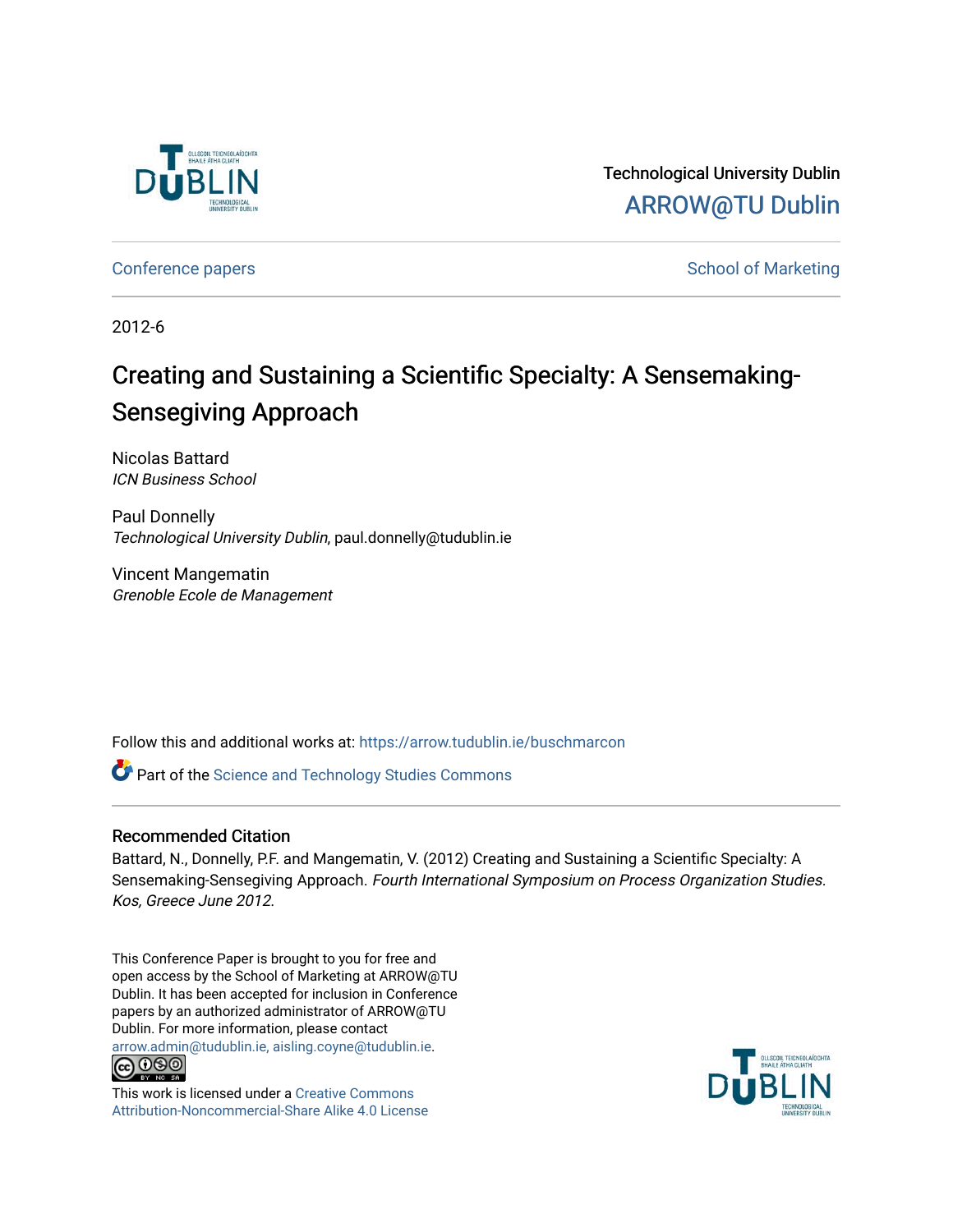Technological University Dublin

ARROW@TU Dublin

Conference papers | School of Marketing

2012-6

# Creating and Sustaining a Scientific Specialty: A Sensemaking-Sensegiving Approach

Nicolas Battard
*ICN Business School*

Paul Donnelly
*Technological University Dublin*, paul.donnelly@tudublin.ie

Vincent Mangematin
*Grenoble Ecole de Management*

Follow this and additional works at: https://arrow.tudublin.ie/buschmarcon

Part of the Science and Technology Studies Commons

## Recommended Citation

Battard, N., Donnelly, P.F. and Mangematin, V. (2012) Creating and Sustaining a Scientific Specialty: A Sensemaking-Sensegiving Approach. *Fourth International Symposium on Process Organization Studies. Kos, Greece June 2012.*

This Conference Paper is brought to you for free and open access by the School of Marketing at ARROW@TU Dublin. It has been accepted for inclusion in Conference papers by an authorized administrator of ARROW@TU Dublin. For more information, please contact arrow.admin@tudublin.ie, aisling.coyne@tudublin.ie.

This work is licensed under a Creative Commons Attribution-Noncommercial-Share Alike 4.0 License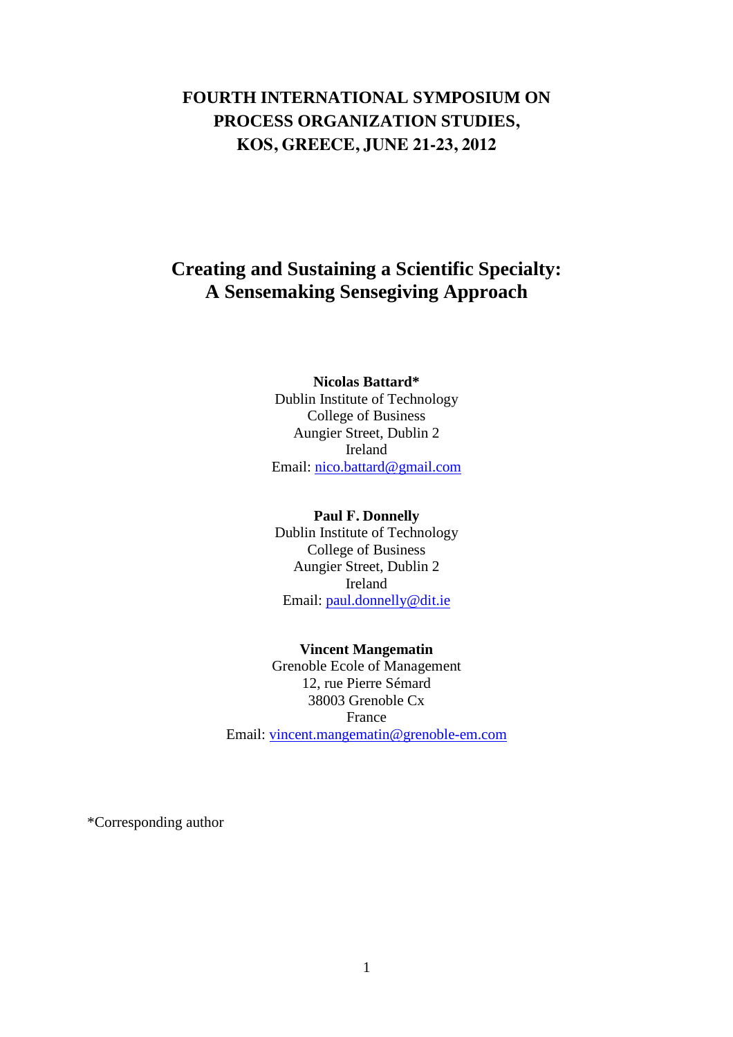**FOURTH INTERNATIONAL SYMPOSIUM ON PROCESS ORGANIZATION STUDIES, KOS, GREECE, JUNE 21-23, 2012**

# Creating and Sustaining a Scientific Specialty: A Sensemaking Sensegiving Approach

**Nicolas Battard***
Dublin Institute of Technology
College of Business
Aungier Street, Dublin 2
Ireland
Email: nico.battard@gmail.com

**Paul F. Donnelly**
Dublin Institute of Technology
College of Business
Aungier Street, Dublin 2
Ireland
Email: paul.donnelly@dit.ie

**Vincent Mangematin**
Grenoble Ecole of Management
12, rue Pierre Sémard
38003 Grenoble Cx
France
Email: vincent.mangematin@grenoble-em.com

*Corresponding author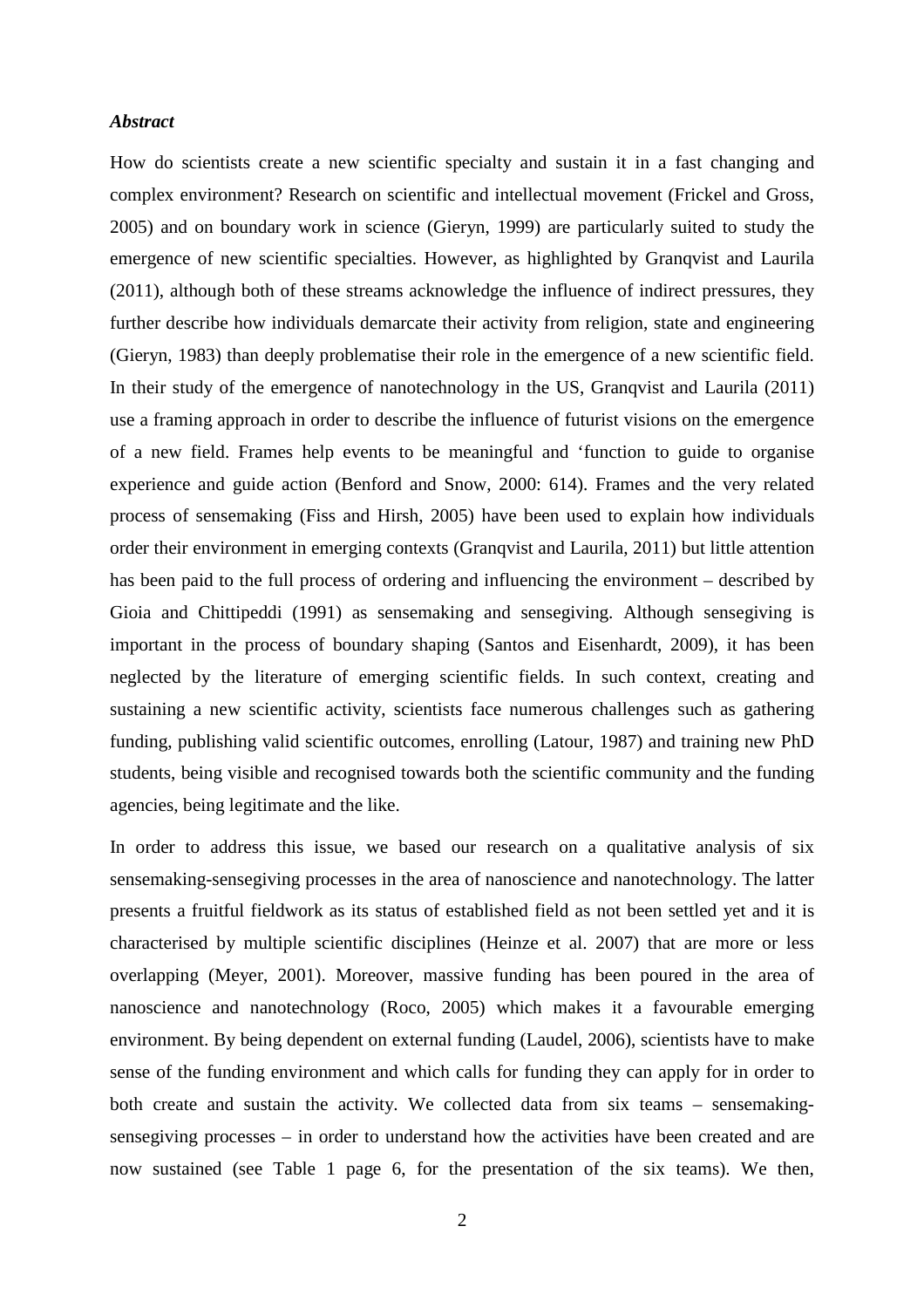### *Abstract*

How do scientists create a new scientific specialty and sustain it in a fast changing and complex environment? Research on scientific and intellectual movement (Frickel and Gross, 2005) and on boundary work in science (Gieryn, 1999) are particularly suited to study the emergence of new scientific specialties. However, as highlighted by Granqvist and Laurila (2011), although both of these streams acknowledge the influence of indirect pressures, they further describe how individuals demarcate their activity from religion, state and engineering (Gieryn, 1983) than deeply problematise their role in the emergence of a new scientific field. In their study of the emergence of nanotechnology in the US, Granqvist and Laurila (2011) use a framing approach in order to describe the influence of futurist visions on the emergence of a new field. Frames help events to be meaningful and 'function to guide to organise experience and guide action (Benford and Snow, 2000: 614). Frames and the very related process of sensemaking (Fiss and Hirsh, 2005) have been used to explain how individuals order their environment in emerging contexts (Granqvist and Laurila, 2011) but little attention has been paid to the full process of ordering and influencing the environment – described by Gioia and Chittipeddi (1991) as sensemaking and sensegiving. Although sensegiving is important in the process of boundary shaping (Santos and Eisenhardt, 2009), it has been neglected by the literature of emerging scientific fields. In such context, creating and sustaining a new scientific activity, scientists face numerous challenges such as gathering funding, publishing valid scientific outcomes, enrolling (Latour, 1987) and training new PhD students, being visible and recognised towards both the scientific community and the funding agencies, being legitimate and the like.

In order to address this issue, we based our research on a qualitative analysis of six sensemaking-sensegiving processes in the area of nanoscience and nanotechnology. The latter presents a fruitful fieldwork as its status of established field as not been settled yet and it is characterised by multiple scientific disciplines (Heinze et al. 2007) that are more or less overlapping (Meyer, 2001). Moreover, massive funding has been poured in the area of nanoscience and nanotechnology (Roco, 2005) which makes it a favourable emerging environment. By being dependent on external funding (Laudel, 2006), scientists have to make sense of the funding environment and which calls for funding they can apply for in order to both create and sustain the activity. We collected data from six teams – sensemaking-sensegiving processes – in order to understand how the activities have been created and are now sustained (see Table 1 page 6, for the presentation of the six teams). We then,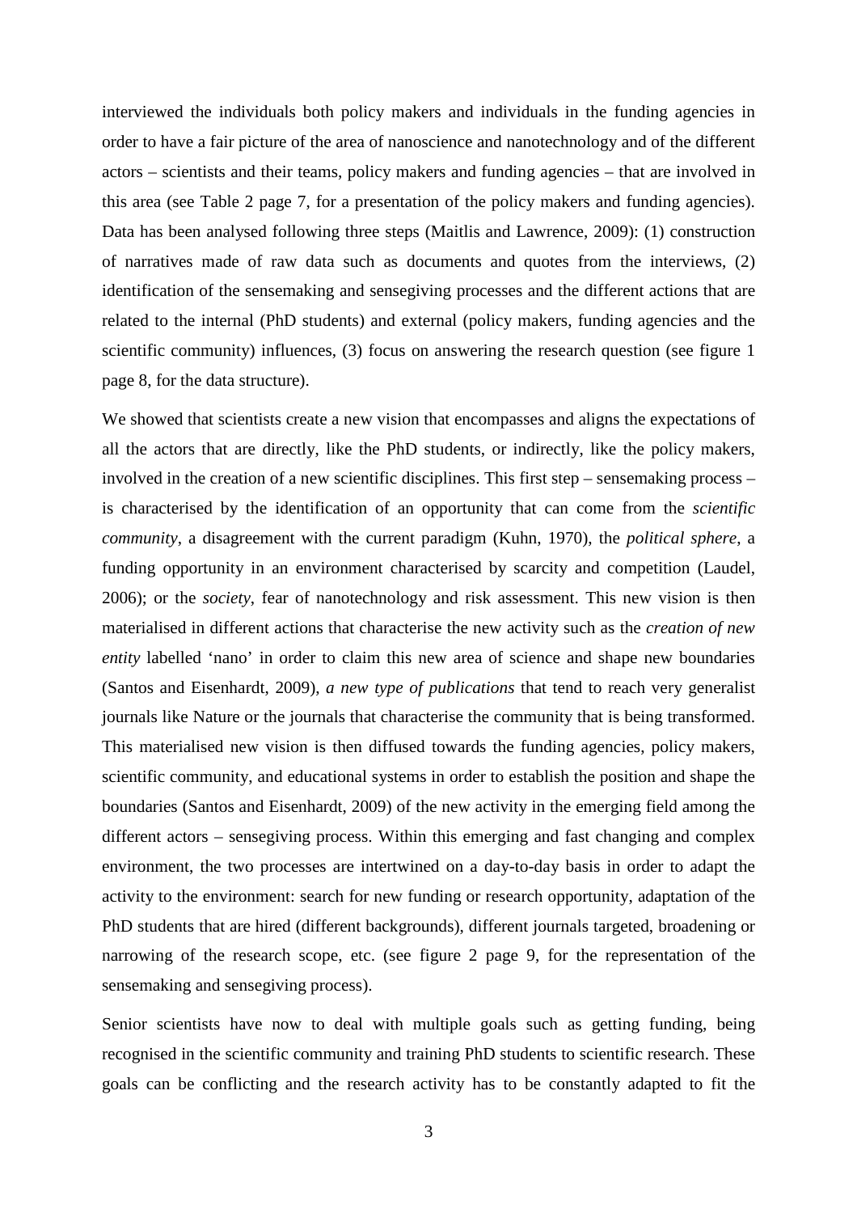interviewed the individuals both policy makers and individuals in the funding agencies in order to have a fair picture of the area of nanoscience and nanotechnology and of the different actors – scientists and their teams, policy makers and funding agencies – that are involved in this area (see Table 2 page 7, for a presentation of the policy makers and funding agencies). Data has been analysed following three steps (Maitlis and Lawrence, 2009): (1) construction of narratives made of raw data such as documents and quotes from the interviews, (2) identification of the sensemaking and sensegiving processes and the different actions that are related to the internal (PhD students) and external (policy makers, funding agencies and the scientific community) influences, (3) focus on answering the research question (see figure 1 page 8, for the data structure).

We showed that scientists create a new vision that encompasses and aligns the expectations of all the actors that are directly, like the PhD students, or indirectly, like the policy makers, involved in the creation of a new scientific disciplines. This first step – sensemaking process – is characterised by the identification of an opportunity that can come from the *scientific community*, a disagreement with the current paradigm (Kuhn, 1970), the *political sphere*, a funding opportunity in an environment characterised by scarcity and competition (Laudel, 2006); or the *society*, fear of nanotechnology and risk assessment. This new vision is then materialised in different actions that characterise the new activity such as the *creation of new entity* labelled 'nano' in order to claim this new area of science and shape new boundaries (Santos and Eisenhardt, 2009), *a new type of publications* that tend to reach very generalist journals like Nature or the journals that characterise the community that is being transformed. This materialised new vision is then diffused towards the funding agencies, policy makers, scientific community, and educational systems in order to establish the position and shape the boundaries (Santos and Eisenhardt, 2009) of the new activity in the emerging field among the different actors – sensegiving process. Within this emerging and fast changing and complex environment, the two processes are intertwined on a day-to-day basis in order to adapt the activity to the environment: search for new funding or research opportunity, adaptation of the PhD students that are hired (different backgrounds), different journals targeted, broadening or narrowing of the research scope, etc. (see figure 2 page 9, for the representation of the sensemaking and sensegiving process).

Senior scientists have now to deal with multiple goals such as getting funding, being recognised in the scientific community and training PhD students to scientific research. These goals can be conflicting and the research activity has to be constantly adapted to fit the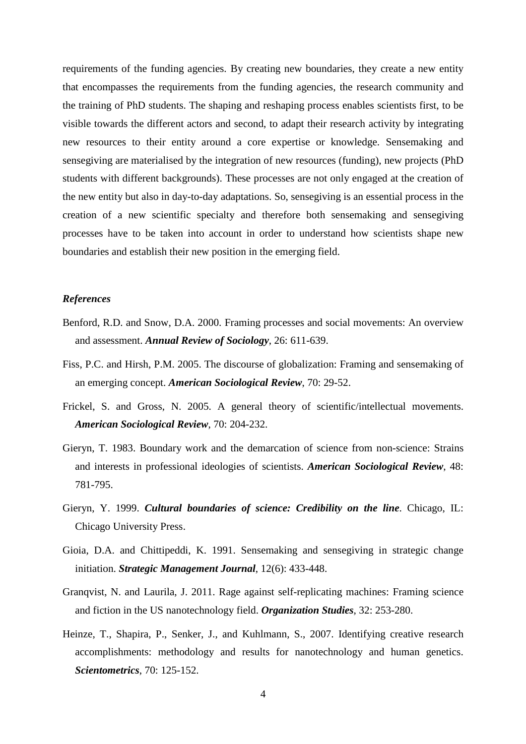requirements of the funding agencies. By creating new boundaries, they create a new entity that encompasses the requirements from the funding agencies, the research community and the training of PhD students. The shaping and reshaping process enables scientists first, to be visible towards the different actors and second, to adapt their research activity by integrating new resources to their entity around a core expertise or knowledge. Sensemaking and sensegiving are materialised by the integration of new resources (funding), new projects (PhD students with different backgrounds). These processes are not only engaged at the creation of the new entity but also in day-to-day adaptations. So, sensegiving is an essential process in the creation of a new scientific specialty and therefore both sensemaking and sensegiving processes have to be taken into account in order to understand how scientists shape new boundaries and establish their new position in the emerging field.

### *References*

Benford, R.D. and Snow, D.A. 2000. Framing processes and social movements: An overview and assessment. ***Annual Review of Sociology***, 26: 611-639.

Fiss, P.C. and Hirsh, P.M. 2005. The discourse of globalization: Framing and sensemaking of an emerging concept. ***American Sociological Review***, 70: 29-52.

Frickel, S. and Gross, N. 2005. A general theory of scientific/intellectual movements. ***American Sociological Review***, 70: 204-232.

Gieryn, T. 1983. Boundary work and the demarcation of science from non-science: Strains and interests in professional ideologies of scientists. ***American Sociological Review***, 48: 781-795.

Gieryn, Y. 1999. ***Cultural boundaries of science: Credibility on the line***. Chicago, IL: Chicago University Press.

Gioia, D.A. and Chittipeddi, K. 1991. Sensemaking and sensegiving in strategic change initiation. ***Strategic Management Journal***, 12(6): 433-448.

Granqvist, N. and Laurila, J. 2011. Rage against self-replicating machines: Framing science and fiction in the US nanotechnology field. ***Organization Studies***, 32: 253-280.

Heinze, T., Shapira, P., Senker, J., and Kuhlmann, S., 2007. Identifying creative research accomplishments: methodology and results for nanotechnology and human genetics. ***Scientometrics***, 70: 125-152.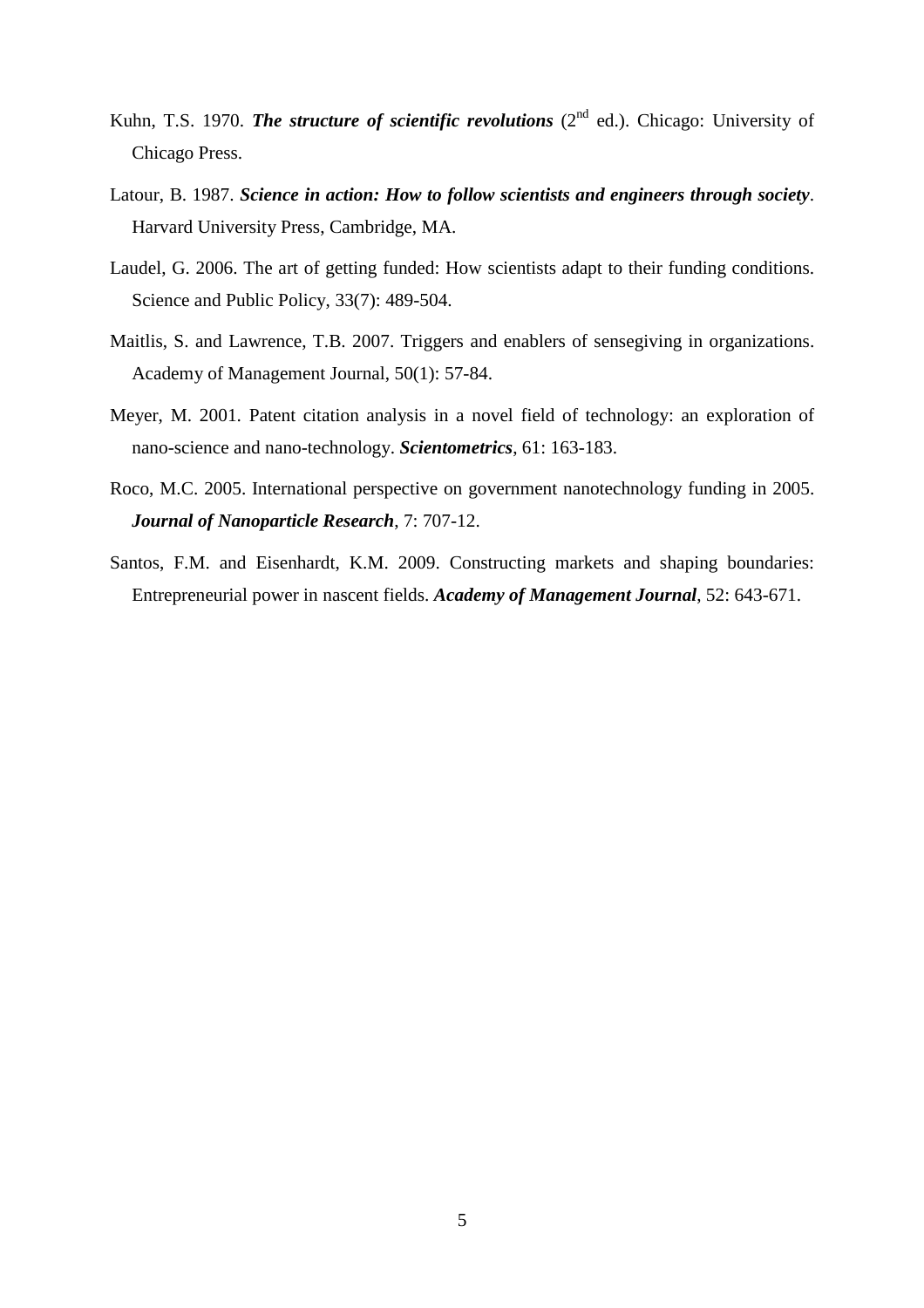Kuhn, T.S. 1970. ***The structure of scientific revolutions*** (2nd ed.). Chicago: University of Chicago Press.

Latour, B. 1987. ***Science in action: How to follow scientists and engineers through society***. Harvard University Press, Cambridge, MA.

Laudel, G. 2006. The art of getting funded: How scientists adapt to their funding conditions. Science and Public Policy, 33(7): 489-504.

Maitlis, S. and Lawrence, T.B. 2007. Triggers and enablers of sensegiving in organizations. Academy of Management Journal, 50(1): 57-84.

Meyer, M. 2001. Patent citation analysis in a novel field of technology: an exploration of nano-science and nano-technology. ***Scientometrics***, 61: 163-183.

Roco, M.C. 2005. International perspective on government nanotechnology funding in 2005. ***Journal of Nanoparticle Research***, 7: 707-12.

Santos, F.M. and Eisenhardt, K.M. 2009. Constructing markets and shaping boundaries: Entrepreneurial power in nascent fields. ***Academy of Management Journal***, 52: 643-671.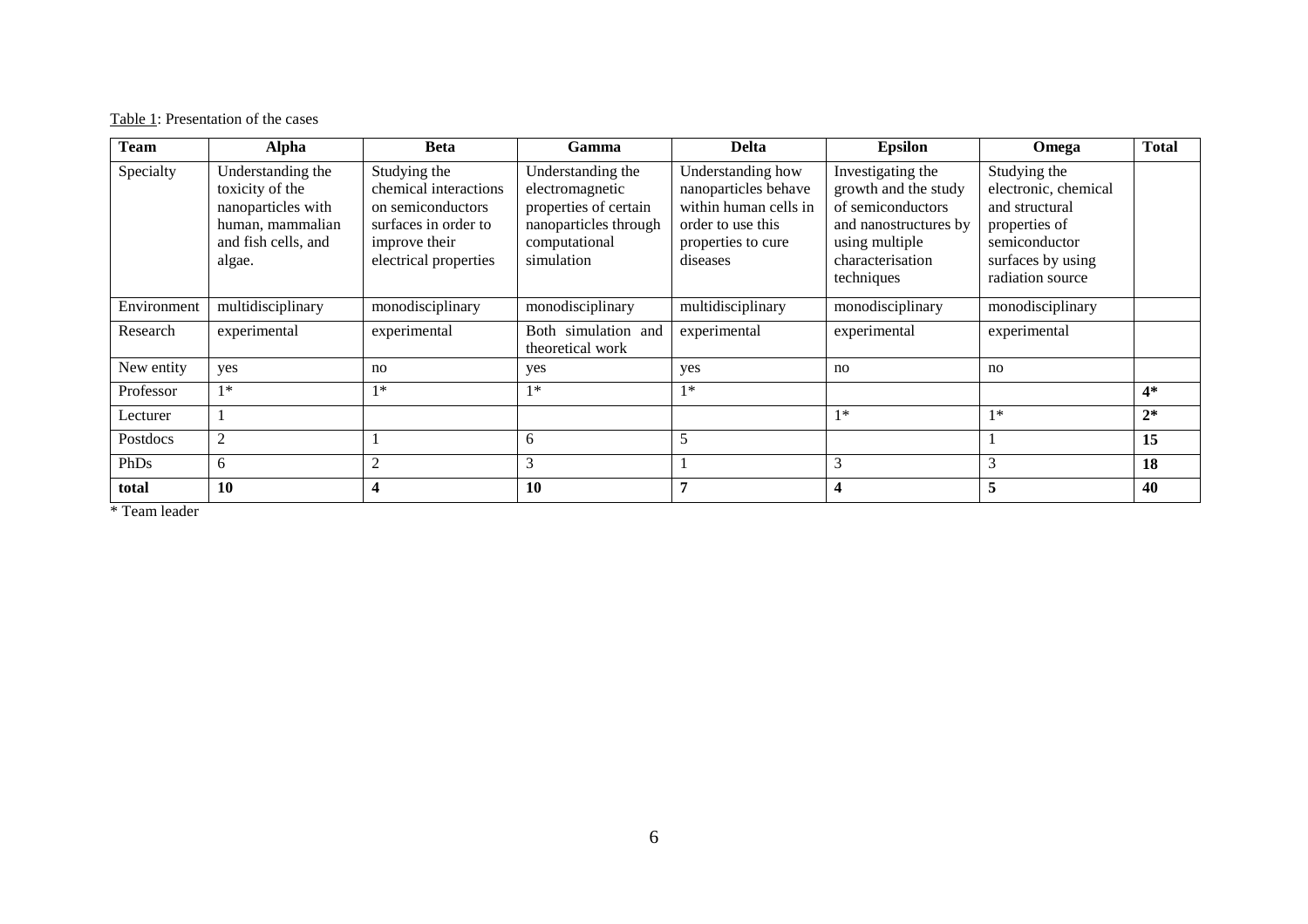Table 1: Presentation of the cases

| Team | Alpha | Beta | Gamma | Delta | Epsilon | Omega | Total |
|---|---|---|---|---|---|---|---|
| Specialty | Understanding the toxicity of the nanoparticles with human, mammalian and fish cells, and algae. | Studying the chemical interactions on semiconductors surfaces in order to improve their electrical properties | Understanding the electromagnetic properties of certain nanoparticles through computational simulation | Understanding how nanoparticles behave within human cells in order to use this properties to cure diseases | Investigating the growth and the study of semiconductors and nanostructures by using multiple characterisation techniques | Studying the electronic, chemical and structural properties of semiconductor surfaces by using radiation source | |
| Environment | multidisciplinary | monodisciplinary | monodisciplinary | multidisciplinary | monodisciplinary | monodisciplinary | |
| Research | experimental | experimental | Both simulation and theoretical work | experimental | experimental | experimental | |
| New entity | yes | no | yes | yes | no | no | |
| Professor | 1* | 1* | 1* | 1* | | | **4*** |
| Lecturer | 1 | | | | 1* | 1* | **2*** |
| Postdocs | 2 | 1 | 6 | 5 | | 1 | **15** |
| PhDs | 6 | 2 | 3 | 1 | 3 | 3 | **18** |
| **total** | **10** | **4** | **10** | **7** | **4** | **5** | **40** |

* Team leader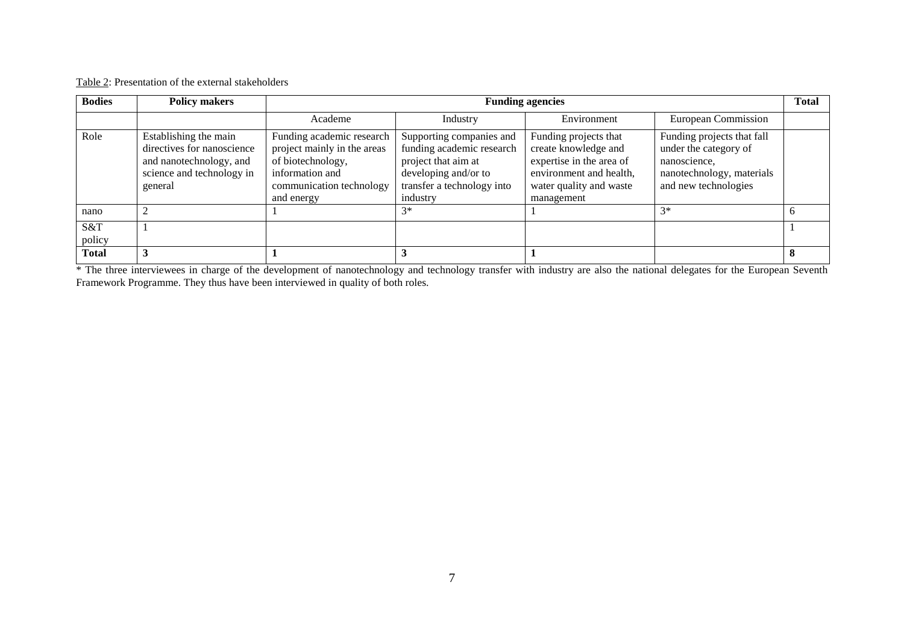Table 2: Presentation of the external stakeholders

| **Bodies** | **Policy makers** | **Funding agencies** | | | | **Total** |
|---|---|---|---|---|---|---|
| | | Academe | Industry | Environment | European Commission | |
| Role | Establishing the main directives for nanoscience and nanotechnology, and science and technology in general | Funding academic research project mainly in the areas of biotechnology, information and communication technology and energy | Supporting companies and funding academic research project that aim at developing and/or to transfer a technology into industry | Funding projects that create knowledge and expertise in the area of environment and health, water quality and waste management | Funding projects that fall under the category of nanoscience, nanotechnology, materials and new technologies | |
| nano | 2 | 1 | 3* | 1 | 3* | 6 |
| S&T policy | 1 | | | | | 1 |
| **Total** | **3** | **1** | **3** | **1** | | **8** |

* The three interviewees in charge of the development of nanotechnology and technology transfer with industry are also the national delegates for the European Seventh Framework Programme. They thus have been interviewed in quality of both roles.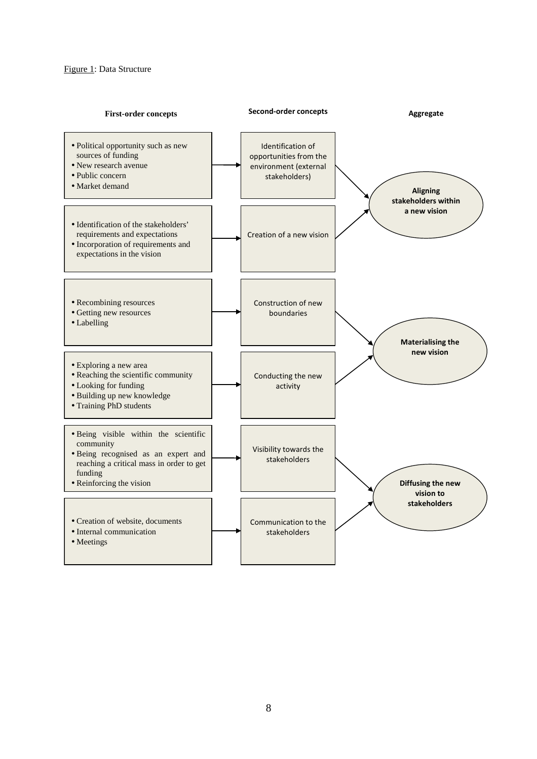Figure 1: Data Structure

| First-order concepts | Second-order concepts | Aggregate |
| --- | --- | --- |
| • Political opportunity such as new sources of funding<br>• New research avenue<br>• Public concern<br>• Market demand | Identification of opportunities from the environment (external stakeholders) | **Aligning stakeholders within a new vision** |
| • Identification of the stakeholders' requirements and expectations<br>• Incorporation of requirements and expectations in the vision | Creation of a new vision | **Aligning stakeholders within a new vision** |
| • Recombining resources<br>• Getting new resources<br>• Labelling | Construction of new boundaries | **Materialising the new vision** |
| • Exploring a new area<br>• Reaching the scientific community<br>• Looking for funding<br>• Building up new knowledge<br>• Training PhD students | Conducting the new activity | **Materialising the new vision** |
| • Being visible within the scientific community<br>• Being recognised as an expert and reaching a critical mass in order to get funding<br>• Reinforcing the vision | Visibility towards the stakeholders | **Diffusing the new vision to stakeholders** |
| • Creation of website, documents<br>• Internal communication<br>• Meetings | Communication to the stakeholders | **Diffusing the new vision to stakeholders** |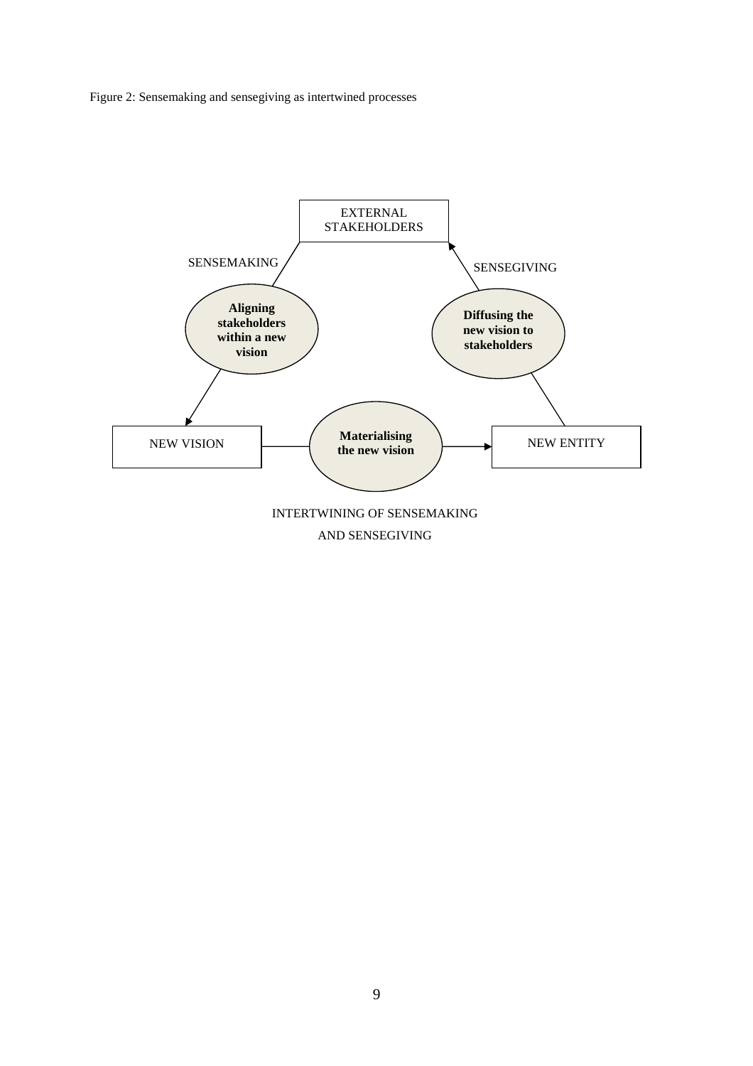Figure 2: Sensemaking and sensegiving as intertwined processes

EXTERNAL STAKEHOLDERS

SENSEMAKING

SENSEGIVING

**Aligning stakeholders within a new vision**

**Diffusing the new vision to stakeholders**

NEW VISION

**Materialising the new vision**

NEW ENTITY

INTERTWINING OF SENSEMAKING AND SENSEGIVING